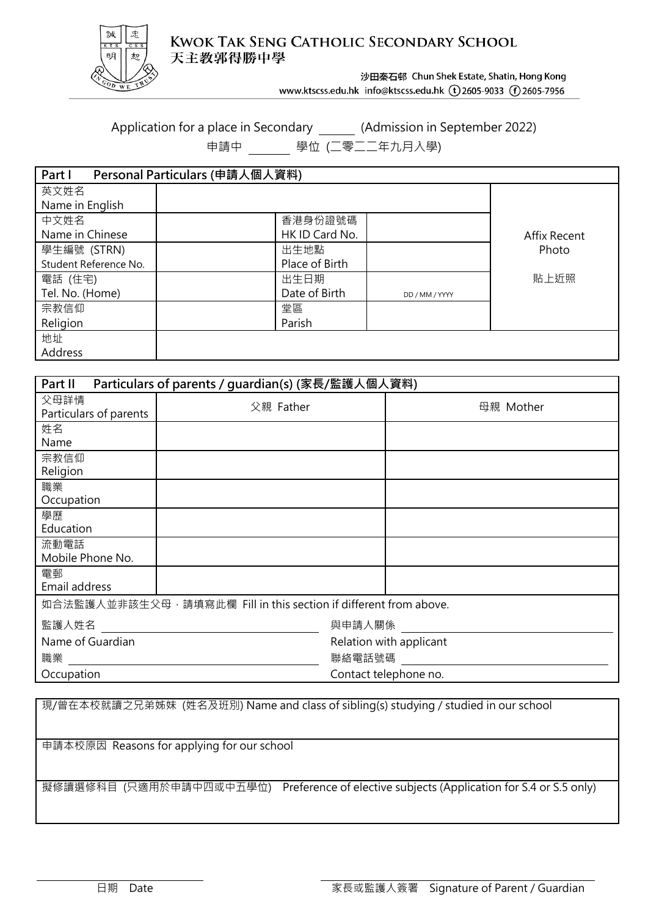# KWOK TAK SENG CATHOLIC SECONDARY SCHOOL
# 天主教郭得勝中學

沙田秦石邨 Chun Shek Estate, Shatin, Hong Kong
www.ktscss.edu.hk info@ktscss.edu.hk (t) 2605-9033 (f) 2605-7956

Application for a place in Secondary ______ (Admission in September 2022)

申請中 ______ 學位 (二零二二年九月入學)

| Part I Personal Particulars (申請人個人資料) | | | | |
|---|---|---|---|---|
| 英文姓名<br>Name in English | | | | Affix Recent Photo<br><br>貼上近照 |
| 中文姓名<br>Name in Chinese | | 香港身份證號碼<br>HK ID Card No. | | |
| 學生編號 (STRN)<br>Student Reference No. | | 出生地點<br>Place of Birth | | |
| 電話 (住宅)<br>Tel. No. (Home) | | 出生日期<br>Date of Birth | DD / MM / YYYY | |
| 宗教信仰<br>Religion | | 堂區<br>Parish | | |
| 地址<br>Address | | | | |

| Part II Particulars of parents / guardian(s) (家長/監護人個人資料) | | |
|---|---|---|
| 父母詳情<br>Particulars of parents | 父親 Father | 母親 Mother |
| 姓名<br>Name | | |
| 宗教信仰<br>Religion | | |
| 職業<br>Occupation | | |
| 學歷<br>Education | | |
| 流動電話<br>Mobile Phone No. | | |
| 電郵<br>Email address | | |

如合法監護人並非該生父母，請填寫此欄 Fill in this section if different from above.

監護人姓名 ______________________ 與申請人關係 ______________________
Name of Guardian Relation with applicant

職業 ______________________ 聯絡電話號碼 ______________________
Occupation Contact telephone no.

現/曾在本校就讀之兄弟姊妹 (姓名及班別) Name and class of sibling(s) studying / studied in our school

申請本校原因 Reasons for applying for our school

擬修讀選修科目 (只適用於申請中四或中五學位) Preference of elective subjects (Application for S.4 or S.5 only)

______________________ ______________________
日期 Date 家長或監護人簽署 Signature of Parent / Guardian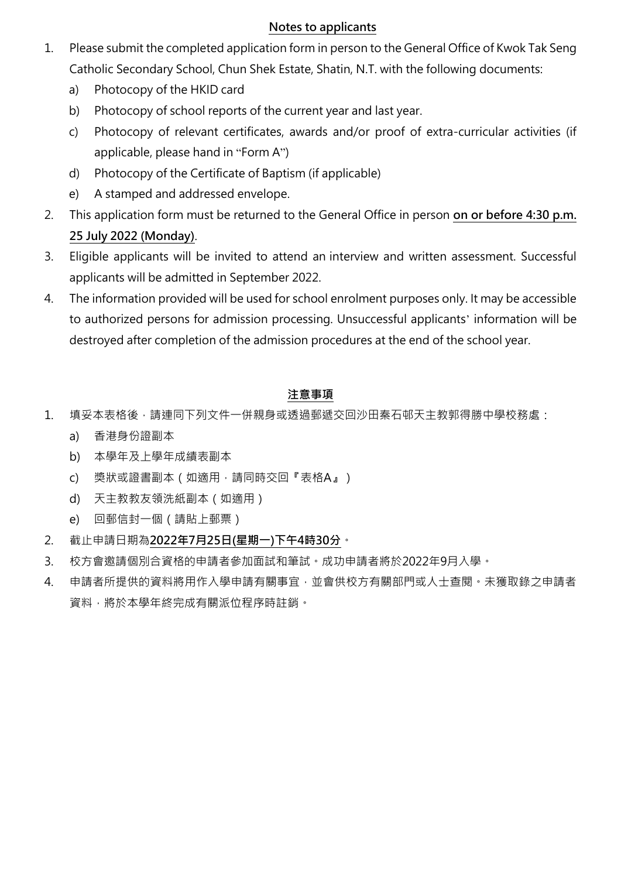## Notes to applicants

1. Please submit the completed application form in person to the General Office of Kwok Tak Seng Catholic Secondary School, Chun Shek Estate, Shatin, N.T. with the following documents:
   a) Photocopy of the HKID card
   b) Photocopy of school reports of the current year and last year.
   c) Photocopy of relevant certificates, awards and/or proof of extra-curricular activities (if applicable, please hand in “Form A”)
   d) Photocopy of the Certificate of Baptism (if applicable)
   e) A stamped and addressed envelope.
2. This application form must be returned to the General Office in person **on or before 4:30 p.m. 25 July 2022 (Monday)**.
3. Eligible applicants will be invited to attend an interview and written assessment. Successful applicants will be admitted in September 2022.
4. The information provided will be used for school enrolment purposes only. It may be accessible to authorized persons for admission processing. Unsuccessful applicants’ information will be destroyed after completion of the admission procedures at the end of the school year.

## 注意事項

1. 填妥本表格後，請連同下列文件一併親身或透過郵遞交回沙田秦石邨天主教郭得勝中學校務處：
   a) 香港身份證副本
   b) 本學年及上學年成績表副本
   c) 獎狀或證書副本（如適用，請同時交回『表格A』）
   d) 天主教教友領洗紙副本（如適用）
   e) 回郵信封一個（請貼上郵票）
2. 截止申請日期為**2022年7月25日(星期一)下午4時30分**。
3. 校方會邀請個別合資格的申請者參加面試和筆試。成功申請者將於2022年9月入學。
4. 申請者所提供的資料將用作入學申請有關事宜，並會供校方有關部門或人士查閱。未獲取錄之申請者資料，將於本學年終完成有關派位程序時註銷。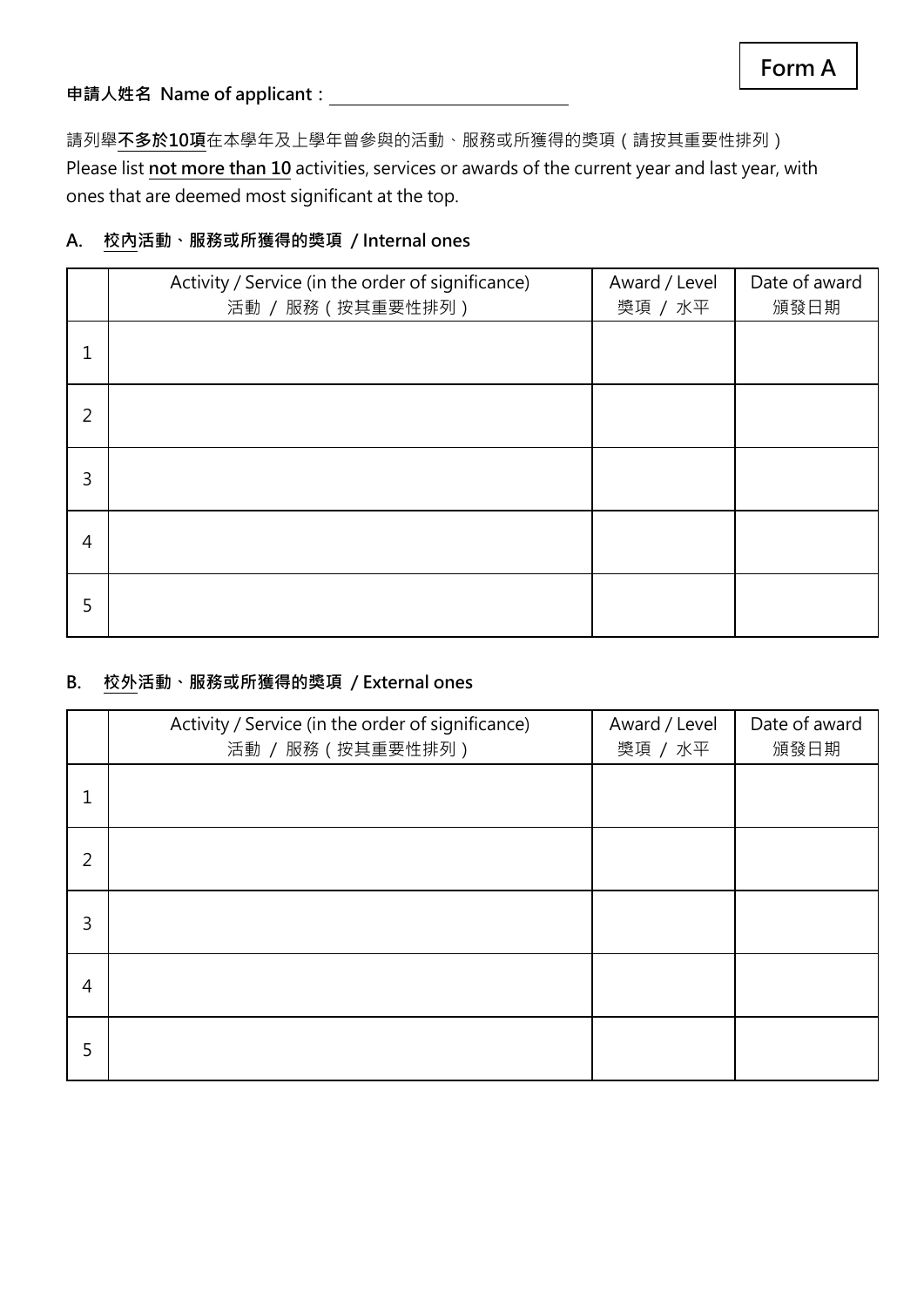**Form A**

**申請人姓名 Name of applicant：** ______________________

請列舉**不多於10項**在本學年及上學年曾參與的活動、服務或所獲得的獎項（請按其重要性排列）
Please list **not more than 10** activities, services or awards of the current year and last year, with ones that are deemed most significant at the top.

### A. 校內活動、服務或所獲得的獎項 / Internal ones

| | Activity / Service (in the order of significance)<br>活動 / 服務（按其重要性排列） | Award / Level<br>獎項 / 水平 | Date of award<br>頒發日期 |
|---|---|---|---|
| 1 | | | |
| 2 | | | |
| 3 | | | |
| 4 | | | |
| 5 | | | |

### B. 校外活動、服務或所獲得的獎項 / External ones

| | Activity / Service (in the order of significance)<br>活動 / 服務（按其重要性排列） | Award / Level<br>獎項 / 水平 | Date of award<br>頒發日期 |
|---|---|---|---|
| 1 | | | |
| 2 | | | |
| 3 | | | |
| 4 | | | |
| 5 | | | |